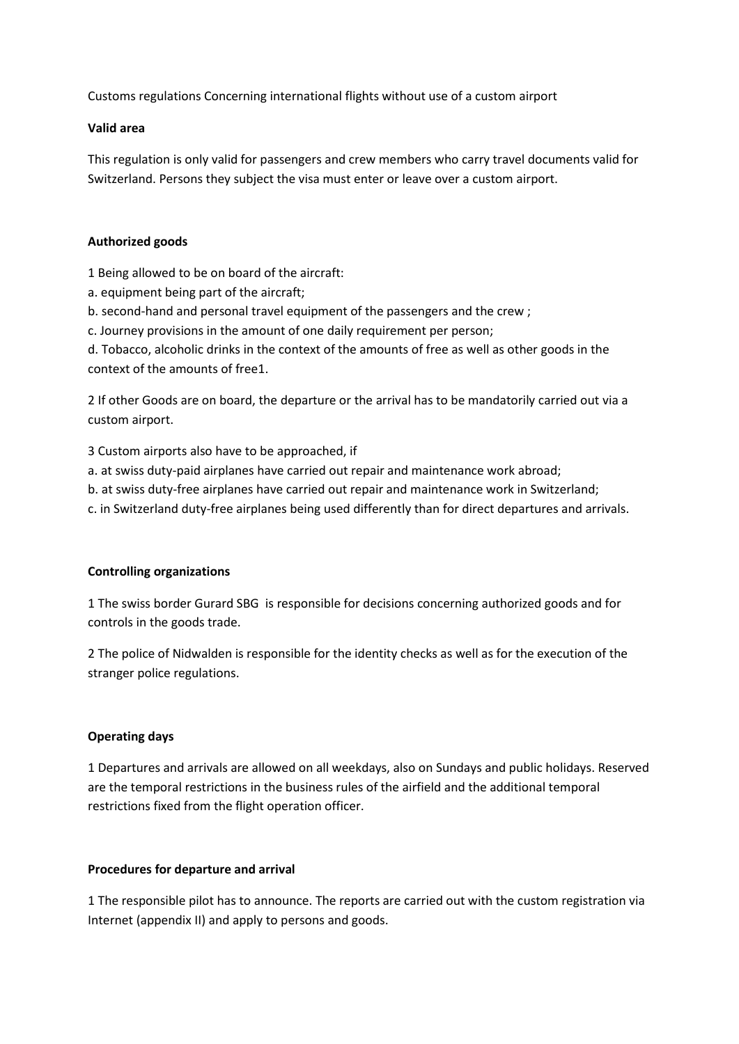Customs regulations Concerning international flights without use of a custom airport

**Valid area**

This regulation is only valid for passengers and crew members who carry travel documents valid for Switzerland. Persons they subject the visa must enter or leave over a custom airport.

**Authorized goods**

1 Being allowed to be on board of the aircraft:
a. equipment being part of the aircraft;
b. second-hand and personal travel equipment of the passengers and the crew ;
c. Journey provisions in the amount of one daily requirement per person;
d. Tobacco, alcoholic drinks in the context of the amounts of free as well as other goods in the context of the amounts of free1.

2 If other Goods are on board, the departure or the arrival has to be mandatorily carried out via a custom airport.

3 Custom airports also have to be approached, if
a. at swiss duty-paid airplanes have carried out repair and maintenance work abroad;
b. at swiss duty-free airplanes have carried out repair and maintenance work in Switzerland;
c. in Switzerland duty-free airplanes being used differently than for direct departures and arrivals.

**Controlling organizations**

1 The swiss border Gurard SBG is responsible for decisions concerning authorized goods and for controls in the goods trade.

2 The police of Nidwalden is responsible for the identity checks as well as for the execution of the stranger police regulations.

**Operating days**

1 Departures and arrivals are allowed on all weekdays, also on Sundays and public holidays. Reserved are the temporal restrictions in the business rules of the airfield and the additional temporal restrictions fixed from the flight operation officer.

**Procedures for departure and arrival**

1 The responsible pilot has to announce. The reports are carried out with the custom registration via Internet (appendix II) and apply to persons and goods.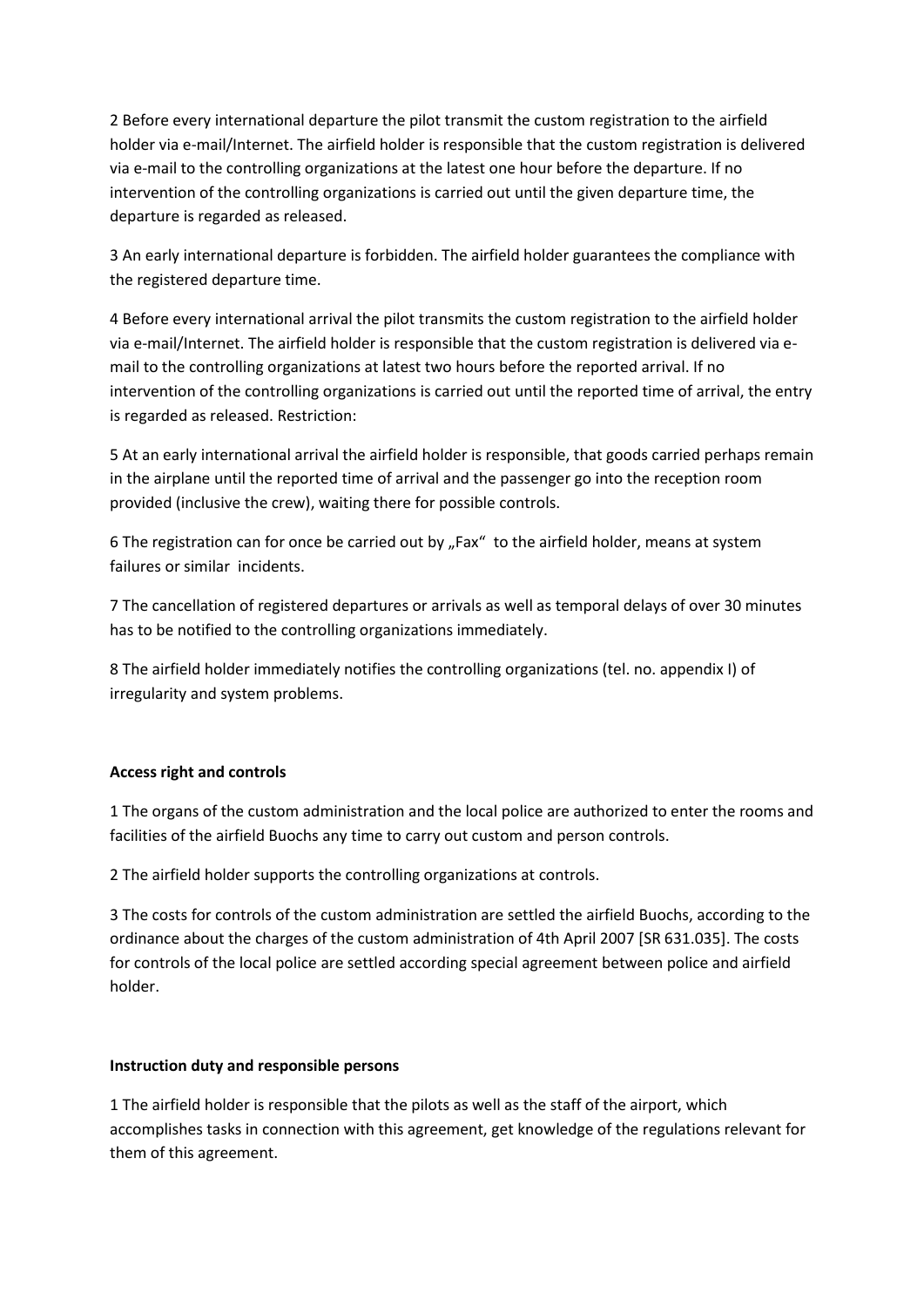2 Before every international departure the pilot transmit the custom registration to the airfield holder via e-mail/Internet. The airfield holder is responsible that the custom registration is delivered via e-mail to the controlling organizations at the latest one hour before the departure. If no intervention of the controlling organizations is carried out until the given departure time, the departure is regarded as released.

3 An early international departure is forbidden. The airfield holder guarantees the compliance with the registered departure time.

4 Before every international arrival the pilot transmits the custom registration to the airfield holder via e-mail/Internet. The airfield holder is responsible that the custom registration is delivered via e-mail to the controlling organizations at latest two hours before the reported arrival. If no intervention of the controlling organizations is carried out until the reported time of arrival, the entry is regarded as released. Restriction:

5 At an early international arrival the airfield holder is responsible, that goods carried perhaps remain in the airplane until the reported time of arrival and the passenger go into the reception room provided (inclusive the crew), waiting there for possible controls.

6 The registration can for once be carried out by „Fax" to the airfield holder, means at system failures or similar incidents.

7 The cancellation of registered departures or arrivals as well as temporal delays of over 30 minutes has to be notified to the controlling organizations immediately.

8 The airfield holder immediately notifies the controlling organizations (tel. no. appendix I) of irregularity and system problems.

**Access right and controls**

1 The organs of the custom administration and the local police are authorized to enter the rooms and facilities of the airfield Buochs any time to carry out custom and person controls.

2 The airfield holder supports the controlling organizations at controls.

3 The costs for controls of the custom administration are settled the airfield Buochs, according to the ordinance about the charges of the custom administration of 4th April 2007 [SR 631.035]. The costs for controls of the local police are settled according special agreement between police and airfield holder.

**Instruction duty and responsible persons**

1 The airfield holder is responsible that the pilots as well as the staff of the airport, which accomplishes tasks in connection with this agreement, get knowledge of the regulations relevant for them of this agreement.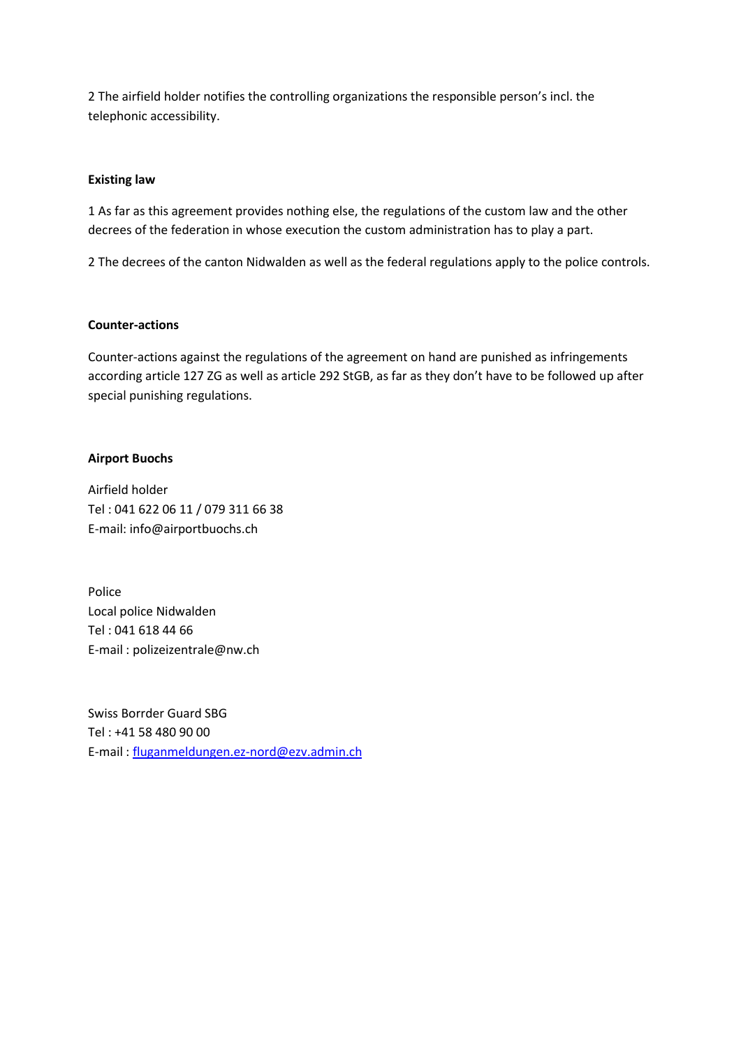2 The airfield holder notifies the controlling organizations the responsible person's incl. the telephonic accessibility.

**Existing law**

1 As far as this agreement provides nothing else, the regulations of the custom law and the other decrees of the federation in whose execution the custom administration has to play a part.

2 The decrees of the canton Nidwalden as well as the federal regulations apply to the police controls.

**Counter-actions**

Counter-actions against the regulations of the agreement on hand are punished as infringements according article 127 ZG as well as article 292 StGB, as far as they don't have to be followed up after special punishing regulations.

**Airport Buochs**

Airfield holder
Tel : 041 622 06 11 / 079 311 66 38
E-mail: info@airportbuochs.ch

Police
Local police Nidwalden
Tel : 041 618 44 66
E-mail : polizeizentrale@nw.ch

Swiss Borrder Guard SBG
Tel : +41 58 480 90 00
E-mail : fluganmeldungen.ez-nord@ezv.admin.ch